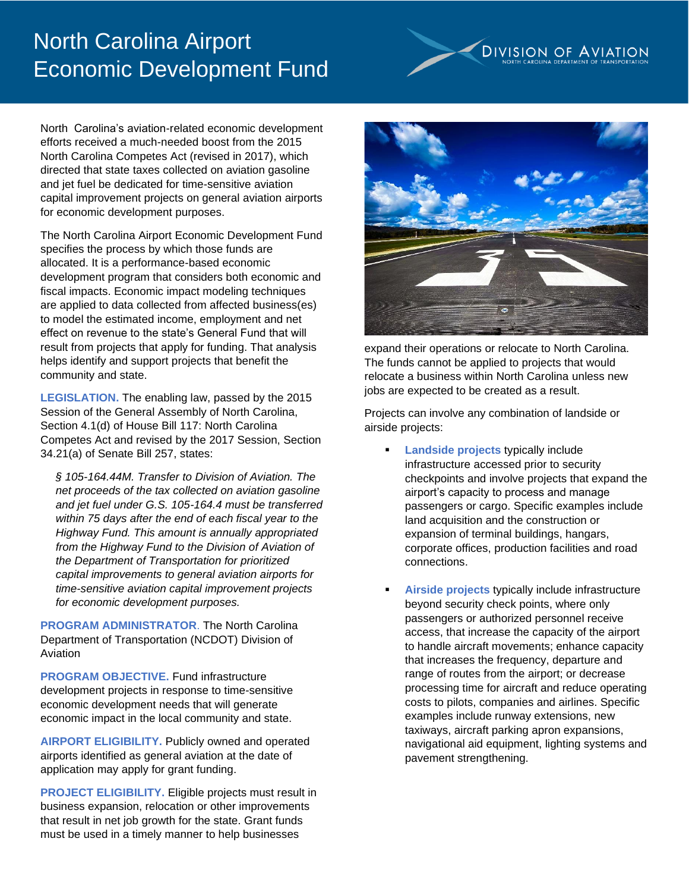# North Carolina Airport Economic Development Fund

North Carolina's aviation-related economic development efforts received a much-needed boost from the 2015 North Carolina Competes Act (revised in 2017), which directed that state taxes collected on aviation gasoline and jet fuel be dedicated for time-sensitive aviation capital improvement projects on general aviation airports for economic development purposes.

The North Carolina Airport Economic Development Fund specifies the process by which those funds are allocated. It is a performance-based economic development program that considers both economic and fiscal impacts. Economic impact modeling techniques are applied to data collected from affected business(es) to model the estimated income, employment and net effect on revenue to the state's General Fund that will result from projects that apply for funding. That analysis helps identify and support projects that benefit the community and state.

**LEGISLATION.** The enabling law, passed by the 2015 Session of the General Assembly of North Carolina, Section 4.1(d) of House Bill 117: North Carolina Competes Act and revised by the 2017 Session, Section 34.21(a) of Senate Bill 257, states:

> *§ 105-164.44M. Transfer to Division of Aviation. The net proceeds of the tax collected on aviation gasoline and jet fuel under G.S. 105-164.4 must be transferred within 75 days after the end of each fiscal year to the Highway Fund. This amount is annually appropriated from the Highway Fund to the Division of Aviation of the Department of Transportation for prioritized capital improvements to general aviation airports for time-sensitive aviation capital improvement projects for economic development purposes.*

**PROGRAM ADMINISTRATOR.** The North Carolina Department of Transportation (NCDOT) Division of Aviation

**PROGRAM OBJECTIVE.** Fund infrastructure development projects in response to time-sensitive economic development needs that will generate economic impact in the local community and state.

**AIRPORT ELIGIBILITY.** Publicly owned and operated airports identified as general aviation at the date of application may apply for grant funding.

**PROJECT ELIGIBILITY.** Eligible projects must result in business expansion, relocation or other improvements that result in net job growth for the state. Grant funds must be used in a timely manner to help businesses expand their operations or relocate to North Carolina. The funds cannot be applied to projects that would relocate a business within North Carolina unless new jobs are expected to be created as a result.

Projects can involve any combination of landside or airside projects:

- **Landside projects** typically include infrastructure accessed prior to security checkpoints and involve projects that expand the airport's capacity to process and manage passengers or cargo. Specific examples include land acquisition and the construction or expansion of terminal buildings, hangars, corporate offices, production facilities and road connections.

- **Airside projects** typically include infrastructure beyond security check points, where only passengers or authorized personnel receive access, that increase the capacity of the airport to handle aircraft movements; enhance capacity that increases the frequency, departure and range of routes from the airport; or decrease processing time for aircraft and reduce operating costs to pilots, companies and airlines. Specific examples include runway extensions, new taxiways, aircraft parking apron expansions, navigational aid equipment, lighting systems and pavement strengthening.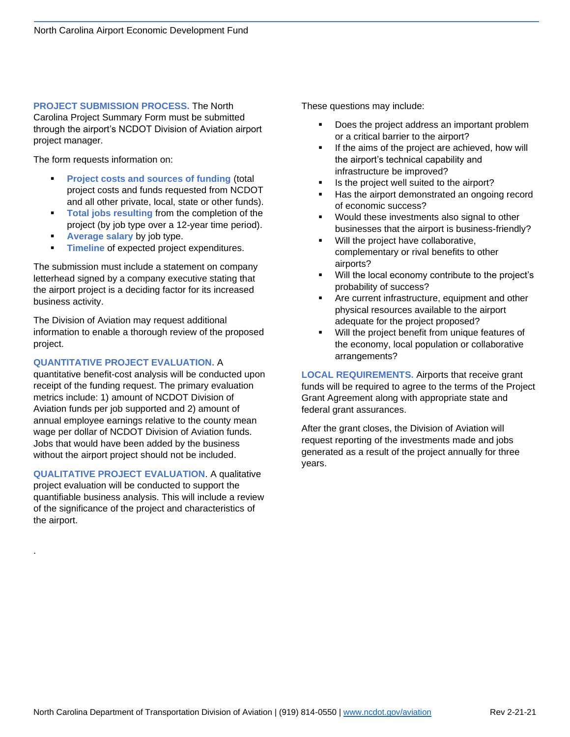**PROJECT SUBMISSION PROCESS.** The North Carolina Project Summary Form must be submitted through the airport's NCDOT Division of Aviation airport project manager.

The form requests information on:

- **Project costs and sources of funding** (total project costs and funds requested from NCDOT and all other private, local, state or other funds).
- **Total jobs resulting** from the completion of the project (by job type over a 12-year time period).
- **Average salary** by job type.
- **Timeline** of expected project expenditures.

The submission must include a statement on company letterhead signed by a company executive stating that the airport project is a deciding factor for its increased business activity.

The Division of Aviation may request additional information to enable a thorough review of the proposed project.

**QUANTITATIVE PROJECT EVALUATION.** A quantitative benefit-cost analysis will be conducted upon receipt of the funding request. The primary evaluation metrics include: 1) amount of NCDOT Division of Aviation funds per job supported and 2) amount of annual employee earnings relative to the county mean wage per dollar of NCDOT Division of Aviation funds. Jobs that would have been added by the business without the airport project should not be included.

**QUALITATIVE PROJECT EVALUATION**. A qualitative project evaluation will be conducted to support the quantifiable business analysis. This will include a review of the significance of the project and characteristics of the airport.

.

These questions may include:

- Does the project address an important problem or a critical barrier to the airport?
- If the aims of the project are achieved, how will the airport's technical capability and infrastructure be improved?
- Is the project well suited to the airport?
- Has the airport demonstrated an ongoing record of economic success?
- Would these investments also signal to other businesses that the airport is business-friendly?
- Will the project have collaborative, complementary or rival benefits to other airports?
- Will the local economy contribute to the project's probability of success?
- Are current infrastructure, equipment and other physical resources available to the airport adequate for the project proposed?
- Will the project benefit from unique features of the economy, local population or collaborative arrangements?

**LOCAL REQUIREMENTS.** Airports that receive grant funds will be required to agree to the terms of the Project Grant Agreement along with appropriate state and federal grant assurances.

After the grant closes, the Division of Aviation will request reporting of the investments made and jobs generated as a result of the project annually for three years.